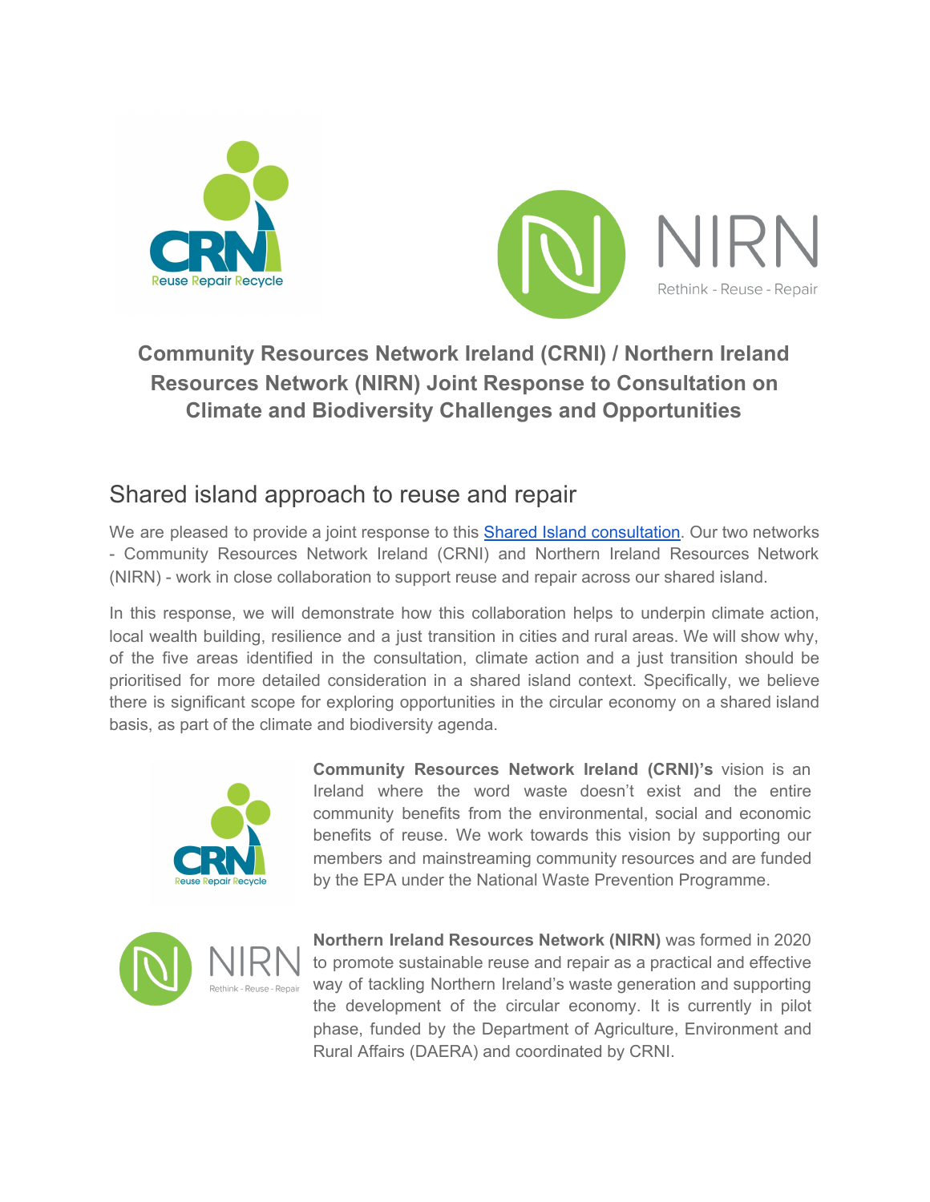# Community Resources Network Ireland (CRNI) / Northern Ireland Resources Network (NIRN) Joint Response to Consultation on Climate and Biodiversity Challenges and Opportunities

## Shared island approach to reuse and repair

We are pleased to provide a joint response to this Shared Island consultation. Our two networks - Community Resources Network Ireland (CRNI) and Northern Ireland Resources Network (NIRN) - work in close collaboration to support reuse and repair across our shared island.

In this response, we will demonstrate how this collaboration helps to underpin climate action, local wealth building, resilience and a just transition in cities and rural areas. We will show why, of the five areas identified in the consultation, climate action and a just transition should be prioritised for more detailed consideration in a shared island context. Specifically, we believe there is significant scope for exploring opportunities in the circular economy on a shared island basis, as part of the climate and biodiversity agenda.

**Community Resources Network Ireland (CRNI)'s** vision is an Ireland where the word waste doesn't exist and the entire community benefits from the environmental, social and economic benefits of reuse. We work towards this vision by supporting our members and mainstreaming community resources and are funded by the EPA under the National Waste Prevention Programme.

**Northern Ireland Resources Network (NIRN)** was formed in 2020 to promote sustainable reuse and repair as a practical and effective way of tackling Northern Ireland's waste generation and supporting the development of the circular economy. It is currently in pilot phase, funded by the Department of Agriculture, Environment and Rural Affairs (DAERA) and coordinated by CRNI.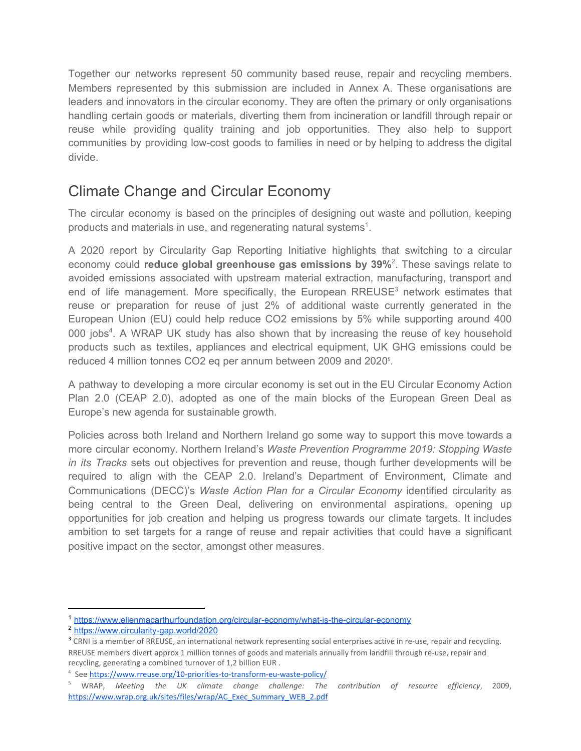Together our networks represent 50 community based reuse, repair and recycling members. Members represented by this submission are included in Annex A. These organisations are leaders and innovators in the circular economy. They are often the primary or only organisations handling certain goods or materials, diverting them from incineration or landfill through repair or reuse while providing quality training and job opportunities. They also help to support communities by providing low-cost goods to families in need or by helping to address the digital divide.

## Climate Change and Circular Economy

The circular economy is based on the principles of designing out waste and pollution, keeping products and materials in use, and regenerating natural systems[1].

A 2020 report by Circularity Gap Reporting Initiative highlights that switching to a circular economy could **reduce global greenhouse gas emissions by 39%**[2]. These savings relate to avoided emissions associated with upstream material extraction, manufacturing, transport and end of life management. More specifically, the European RREUSE[3] network estimates that reuse or preparation for reuse of just 2% of additional waste currently generated in the European Union (EU) could help reduce CO2 emissions by 5% while supporting around 400 000 jobs[4]. A WRAP UK study has also shown that by increasing the reuse of key household products such as textiles, appliances and electrical equipment, UK GHG emissions could be reduced 4 million tonnes CO2 eq per annum between 2009 and 2020[5].

A pathway to developing a more circular economy is set out in the EU Circular Economy Action Plan 2.0 (CEAP 2.0), adopted as one of the main blocks of the European Green Deal as Europe's new agenda for sustainable growth.

Policies across both Ireland and Northern Ireland go some way to support this move towards a more circular economy. Northern Ireland's *Waste Prevention Programme 2019: Stopping Waste in its Tracks* sets out objectives for prevention and reuse, though further developments will be required to align with the CEAP 2.0. Ireland's Department of Environment, Climate and Communications (DECC)'s *Waste Action Plan for a Circular Economy* identified circularity as being central to the Green Deal, delivering on environmental aspirations, opening up opportunities for job creation and helping us progress towards our climate targets. It includes ambition to set targets for a range of reuse and repair activities that could have a significant positive impact on the sector, amongst other measures.

---

[1] https://www.ellenmacarthurfoundation.org/circular-economy/what-is-the-circular-economy

[2] https://www.circularity-gap.world/2020

[3] CRNI is a member of RREUSE, an international network representing social enterprises active in re-use, repair and recycling. RREUSE members divert approx 1 million tonnes of goods and materials annually from landfill through re-use, repair and recycling, generating a combined turnover of 1,2 billion EUR .

[4] See https://www.rreuse.org/10-priorities-to-transform-eu-waste-policy/

[5] WRAP, *Meeting the UK climate change challenge: The contribution of resource efficiency*, 2009, https://www.wrap.org.uk/sites/files/wrap/AC_Exec_Summary_WEB_2.pdf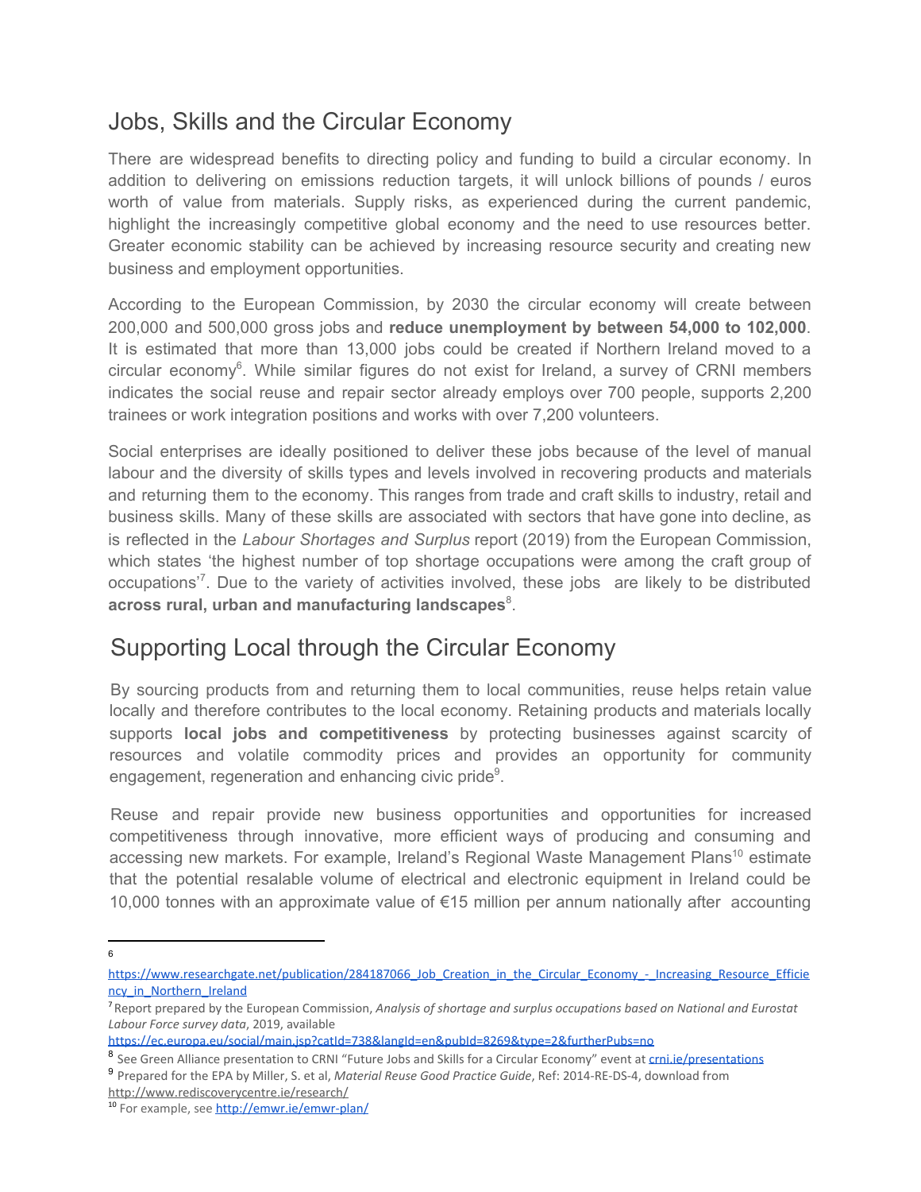## Jobs, Skills and the Circular Economy

There are widespread benefits to directing policy and funding to build a circular economy. In addition to delivering on emissions reduction targets, it will unlock billions of pounds / euros worth of value from materials. Supply risks, as experienced during the current pandemic, highlight the increasingly competitive global economy and the need to use resources better. Greater economic stability can be achieved by increasing resource security and creating new business and employment opportunities.

According to the European Commission, by 2030 the circular economy will create between 200,000 and 500,000 gross jobs and **reduce unemployment by between 54,000 to 102,000**. It is estimated that more than 13,000 jobs could be created if Northern Ireland moved to a circular economy[6]. While similar figures do not exist for Ireland, a survey of CRNI members indicates the social reuse and repair sector already employs over 700 people, supports 2,200 trainees or work integration positions and works with over 7,200 volunteers.

Social enterprises are ideally positioned to deliver these jobs because of the level of manual labour and the diversity of skills types and levels involved in recovering products and materials and returning them to the economy. This ranges from trade and craft skills to industry, retail and business skills. Many of these skills are associated with sectors that have gone into decline, as is reflected in the *Labour Shortages and Surplus* report (2019) from the European Commission, which states 'the highest number of top shortage occupations were among the craft group of occupations'[7]. Due to the variety of activities involved, these jobs are likely to be distributed **across rural, urban and manufacturing landscapes**[8].

## Supporting Local through the Circular Economy

By sourcing products from and returning them to local communities, reuse helps retain value locally and therefore contributes to the local economy. Retaining products and materials locally supports **local jobs and competitiveness** by protecting businesses against scarcity of resources and volatile commodity prices and provides an opportunity for community engagement, regeneration and enhancing civic pride[9].

Reuse and repair provide new business opportunities and opportunities for increased competitiveness through innovative, more efficient ways of producing and consuming and accessing new markets. For example, Ireland's Regional Waste Management Plans[10] estimate that the potential resalable volume of electrical and electronic equipment in Ireland could be 10,000 tonnes with an approximate value of €15 million per annum nationally after accounting

---

[6] https://www.researchgate.net/publication/284187066_Job_Creation_in_the_Circular_Economy_-_Increasing_Resource_Efficiency_in_Northern_Ireland

[7] Report prepared by the European Commission, *Analysis of shortage and surplus occupations based on National and Eurostat Labour Force survey data*, 2019, available https://ec.europa.eu/social/main.jsp?catId=738&langId=en&pubId=8269&type=2&furtherPubs=no

[8] See Green Alliance presentation to CRNI "Future Jobs and Skills for a Circular Economy" event at crni.ie/presentations

[9] Prepared for the EPA by Miller, S. et al, *Material Reuse Good Practice Guide*, Ref: 2014-RE-DS-4, download from http://www.rediscoverycentre.ie/research/

[10] For example, see http://emwr.ie/emwr-plan/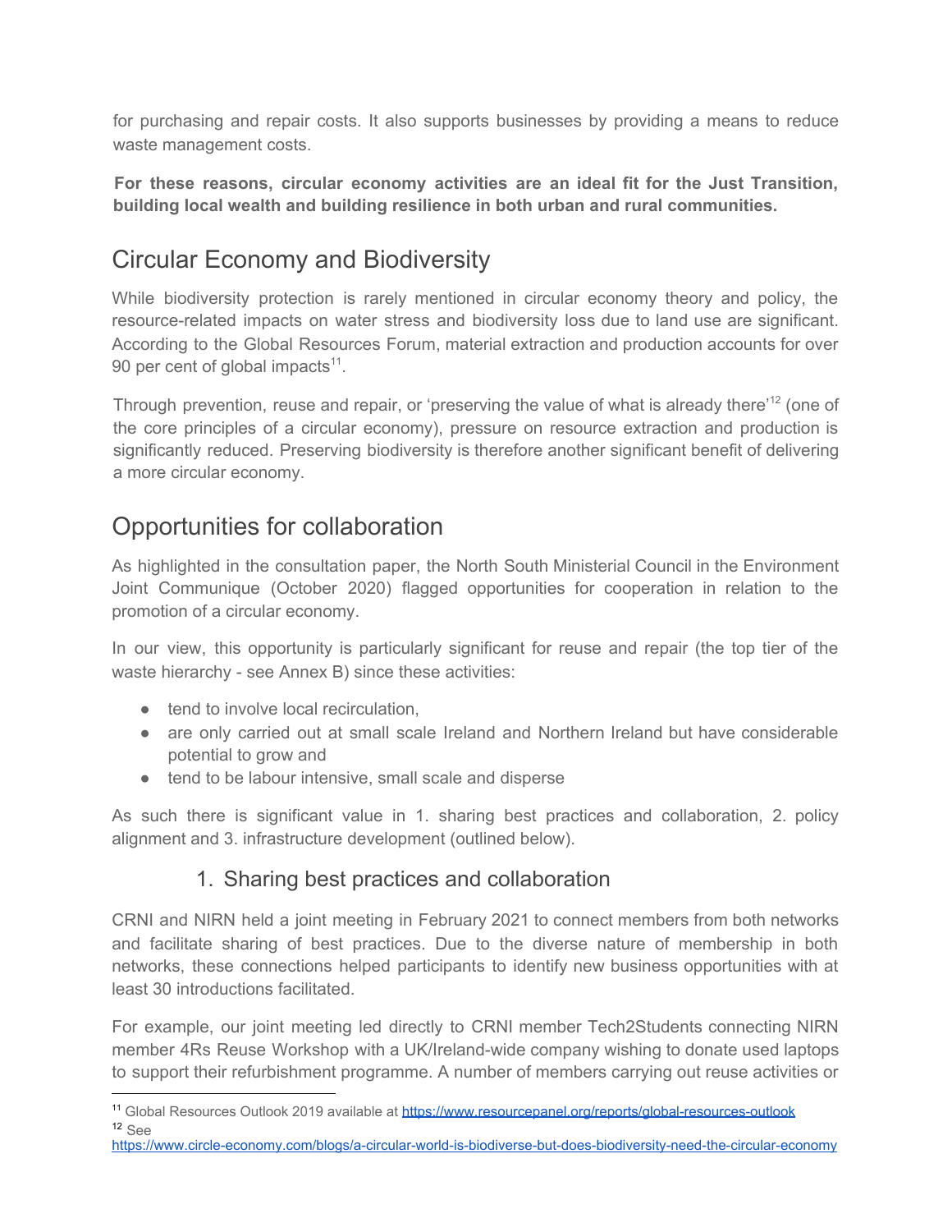for purchasing and repair costs. It also supports businesses by providing a means to reduce waste management costs.

**For these reasons, circular economy activities are an ideal fit for the Just Transition, building local wealth and building resilience in both urban and rural communities.**

## Circular Economy and Biodiversity

While biodiversity protection is rarely mentioned in circular economy theory and policy, the resource-related impacts on water stress and biodiversity loss due to land use are significant. According to the Global Resources Forum, material extraction and production accounts for over 90 per cent of global impacts[11].

Through prevention, reuse and repair, or 'preserving the value of what is already there'[12] (one of the core principles of a circular economy), pressure on resource extraction and production is significantly reduced. Preserving biodiversity is therefore another significant benefit of delivering a more circular economy.

## Opportunities for collaboration

As highlighted in the consultation paper, the North South Ministerial Council in the Environment Joint Communique (October 2020) flagged opportunities for cooperation in relation to the promotion of a circular economy.

In our view, this opportunity is particularly significant for reuse and repair (the top tier of the waste hierarchy - see Annex B) since these activities:

- tend to involve local recirculation,
- are only carried out at small scale Ireland and Northern Ireland but have considerable potential to grow and
- tend to be labour intensive, small scale and disperse

As such there is significant value in 1. sharing best practices and collaboration, 2. policy alignment and 3. infrastructure development (outlined below).

### 1. Sharing best practices and collaboration

CRNI and NIRN held a joint meeting in February 2021 to connect members from both networks and facilitate sharing of best practices. Due to the diverse nature of membership in both networks, these connections helped participants to identify new business opportunities with at least 30 introductions facilitated.

For example, our joint meeting led directly to CRNI member Tech2Students connecting NIRN member 4Rs Reuse Workshop with a UK/Ireland-wide company wishing to donate used laptops to support their refurbishment programme. A number of members carrying out reuse activities or

---

[11] Global Resources Outlook 2019 available at https://www.resourcepanel.org/reports/global-resources-outlook

[12] See https://www.circle-economy.com/blogs/a-circular-world-is-biodiverse-but-does-biodiversity-need-the-circular-economy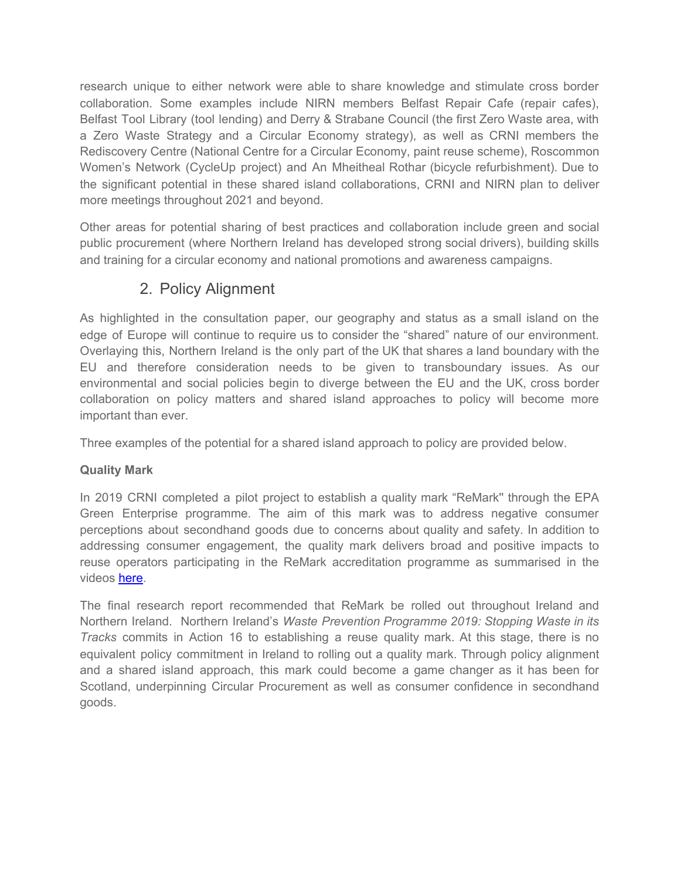research unique to either network were able to share knowledge and stimulate cross border collaboration. Some examples include NIRN members Belfast Repair Cafe (repair cafes), Belfast Tool Library (tool lending) and Derry & Strabane Council (the first Zero Waste area, with a Zero Waste Strategy and a Circular Economy strategy), as well as CRNI members the Rediscovery Centre (National Centre for a Circular Economy, paint reuse scheme), Roscommon Women's Network (CycleUp project) and An Mheitheal Rothar (bicycle refurbishment). Due to the significant potential in these shared island collaborations, CRNI and NIRN plan to deliver more meetings throughout 2021 and beyond.

Other areas for potential sharing of best practices and collaboration include green and social public procurement (where Northern Ireland has developed strong social drivers), building skills and training for a circular economy and national promotions and awareness campaigns.

## 2. Policy Alignment

As highlighted in the consultation paper, our geography and status as a small island on the edge of Europe will continue to require us to consider the "shared" nature of our environment. Overlaying this, Northern Ireland is the only part of the UK that shares a land boundary with the EU and therefore consideration needs to be given to transboundary issues. As our environmental and social policies begin to diverge between the EU and the UK, cross border collaboration on policy matters and shared island approaches to policy will become more important than ever.

Three examples of the potential for a shared island approach to policy are provided below.

**Quality Mark**

In 2019 CRNI completed a pilot project to establish a quality mark "ReMark'' through the EPA Green Enterprise programme. The aim of this mark was to address negative consumer perceptions about secondhand goods due to concerns about quality and safety. In addition to addressing consumer engagement, the quality mark delivers broad and positive impacts to reuse operators participating in the ReMark accreditation programme as summarised in the videos [here](#).

The final research report recommended that ReMark be rolled out throughout Ireland and Northern Ireland. Northern Ireland's *Waste Prevention Programme 2019: Stopping Waste in its Tracks* commits in Action 16 to establishing a reuse quality mark. At this stage, there is no equivalent policy commitment in Ireland to rolling out a quality mark. Through policy alignment and a shared island approach, this mark could become a game changer as it has been for Scotland, underpinning Circular Procurement as well as consumer confidence in secondhand goods.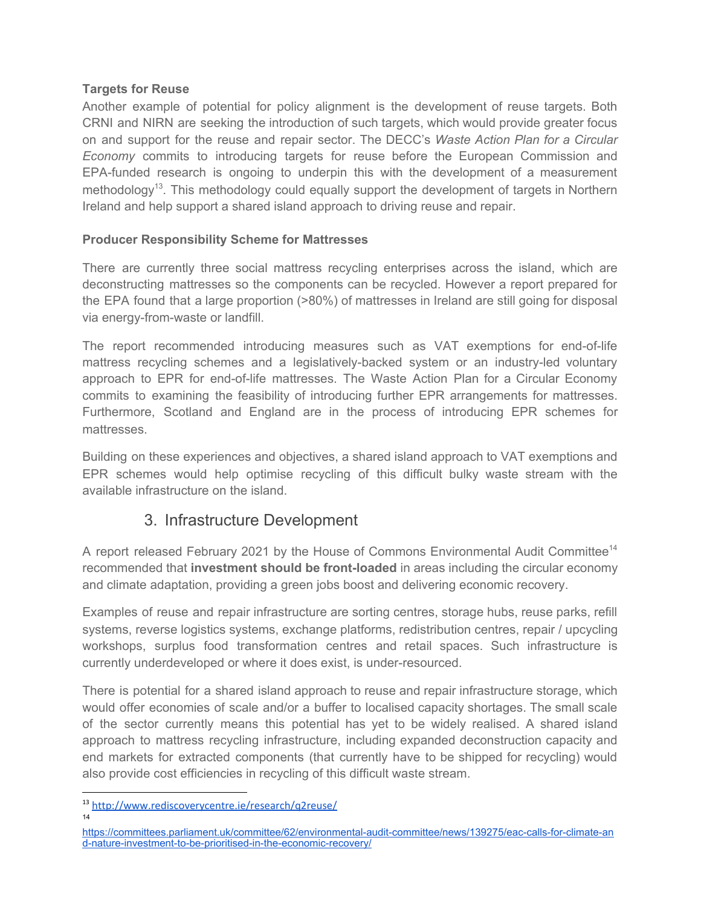**Targets for Reuse**

Another example of potential for policy alignment is the development of reuse targets. Both CRNI and NIRN are seeking the introduction of such targets, which would provide greater focus on and support for the reuse and repair sector. The DECC's *Waste Action Plan for a Circular Economy* commits to introducing targets for reuse before the European Commission and EPA-funded research is ongoing to underpin this with the development of a measurement methodology[13]. This methodology could equally support the development of targets in Northern Ireland and help support a shared island approach to driving reuse and repair.

**Producer Responsibility Scheme for Mattresses**

There are currently three social mattress recycling enterprises across the island, which are deconstructing mattresses so the components can be recycled. However a report prepared for the EPA found that a large proportion (>80%) of mattresses in Ireland are still going for disposal via energy-from-waste or landfill.

The report recommended introducing measures such as VAT exemptions for end-of-life mattress recycling schemes and a legislatively-backed system or an industry-led voluntary approach to EPR for end-of-life mattresses. The Waste Action Plan for a Circular Economy commits to examining the feasibility of introducing further EPR arrangements for mattresses. Furthermore, Scotland and England are in the process of introducing EPR schemes for mattresses.

Building on these experiences and objectives, a shared island approach to VAT exemptions and EPR schemes would help optimise recycling of this difficult bulky waste stream with the available infrastructure on the island.

## 3. Infrastructure Development

A report released February 2021 by the House of Commons Environmental Audit Committee[14] recommended that **investment should be front-loaded** in areas including the circular economy and climate adaptation, providing a green jobs boost and delivering economic recovery.

Examples of reuse and repair infrastructure are sorting centres, storage hubs, reuse parks, refill systems, reverse logistics systems, exchange platforms, redistribution centres, repair / upcycling workshops, surplus food transformation centres and retail spaces. Such infrastructure is currently underdeveloped or where it does exist, is under-resourced.

There is potential for a shared island approach to reuse and repair infrastructure storage, which would offer economies of scale and/or a buffer to localised capacity shortages. The small scale of the sector currently means this potential has yet to be widely realised. A shared island approach to mattress recycling infrastructure, including expanded deconstruction capacity and end markets for extracted components (that currently have to be shipped for recycling) would also provide cost efficiencies in recycling of this difficult waste stream.

---

[13] http://www.rediscoverycentre.ie/research/q2reuse/

[14] https://committees.parliament.uk/committee/62/environmental-audit-committee/news/139275/eac-calls-for-climate-and-nature-investment-to-be-prioritised-in-the-economic-recovery/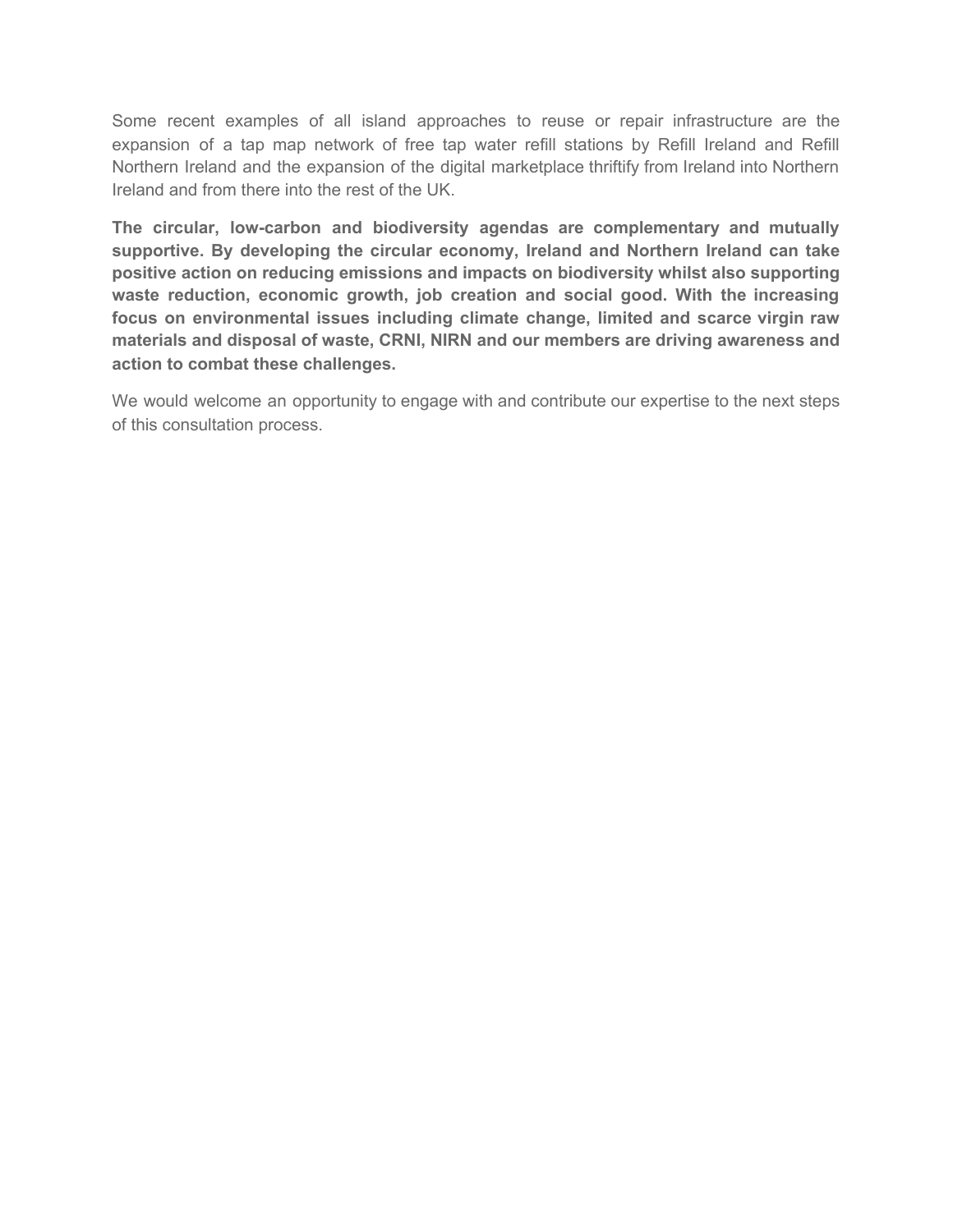Some recent examples of all island approaches to reuse or repair infrastructure are the expansion of a tap map network of free tap water refill stations by Refill Ireland and Refill Northern Ireland and the expansion of the digital marketplace thriftify from Ireland into Northern Ireland and from there into the rest of the UK.

**The circular, low-carbon and biodiversity agendas are complementary and mutually supportive. By developing the circular economy, Ireland and Northern Ireland can take positive action on reducing emissions and impacts on biodiversity whilst also supporting waste reduction, economic growth, job creation and social good. With the increasing focus on environmental issues including climate change, limited and scarce virgin raw materials and disposal of waste, CRNI, NIRN and our members are driving awareness and action to combat these challenges.**

We would welcome an opportunity to engage with and contribute our expertise to the next steps of this consultation process.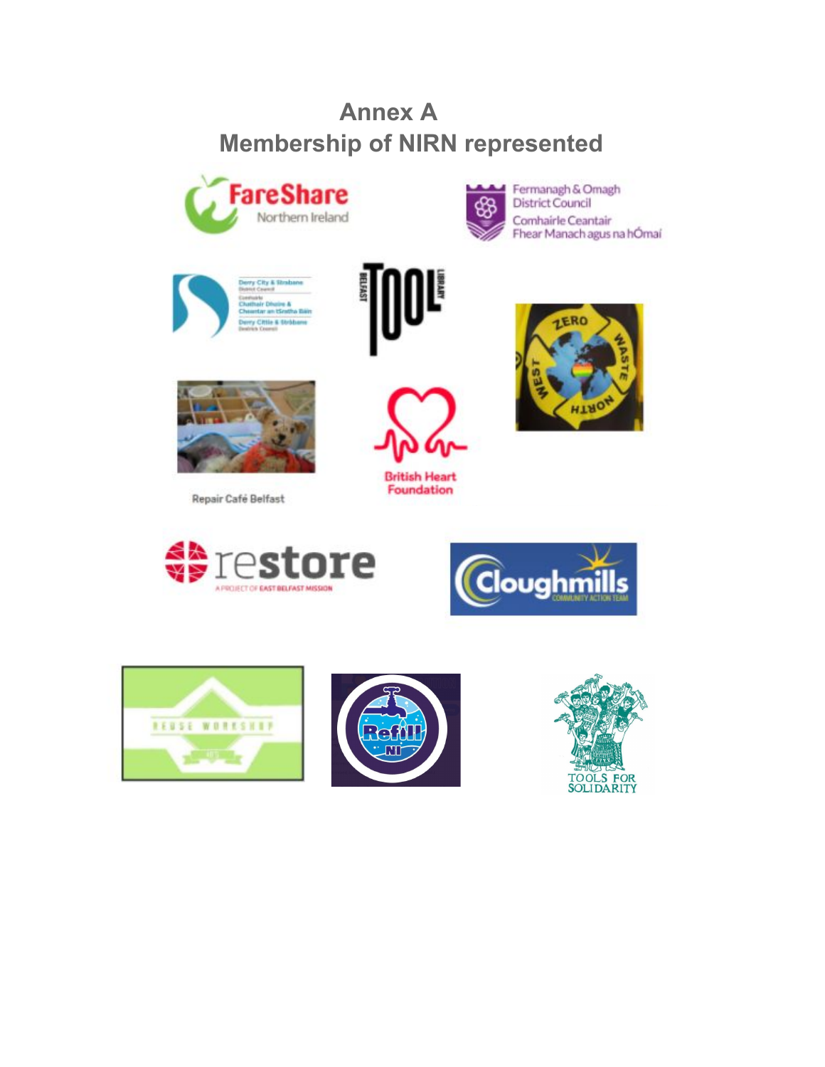# Annex A
# Membership of NIRN represented

FareShare Northern Ireland

Fermanagh & Omagh District Council
Comhairle Ceantair Fhear Manach agus na hÓmaí

Derry City & Strabane District Council
Comhairle Chathair Dhoire & Cheantar an tSratha Báin
Derry Cittie & Strabane Destrick Cooncil

Belfast Tool Library

Zero Waste North West

Repair Café Belfast

British Heart Foundation

restore
A PROJECT OF EAST BELFAST MISSION

Cloughmills Community Action Team

Reuse Workshop

Refill NI

Tools for Solidarity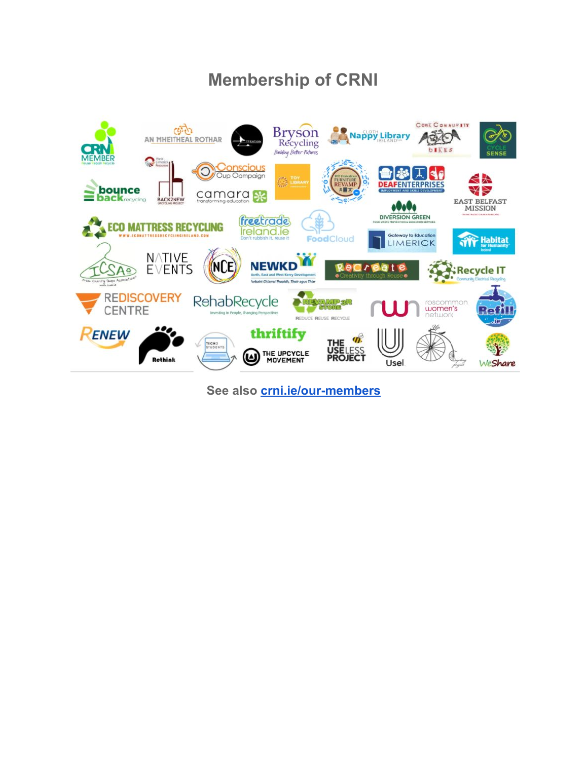# Membership of CRNI

See also [crni.ie/our-members](crni.ie/our-members)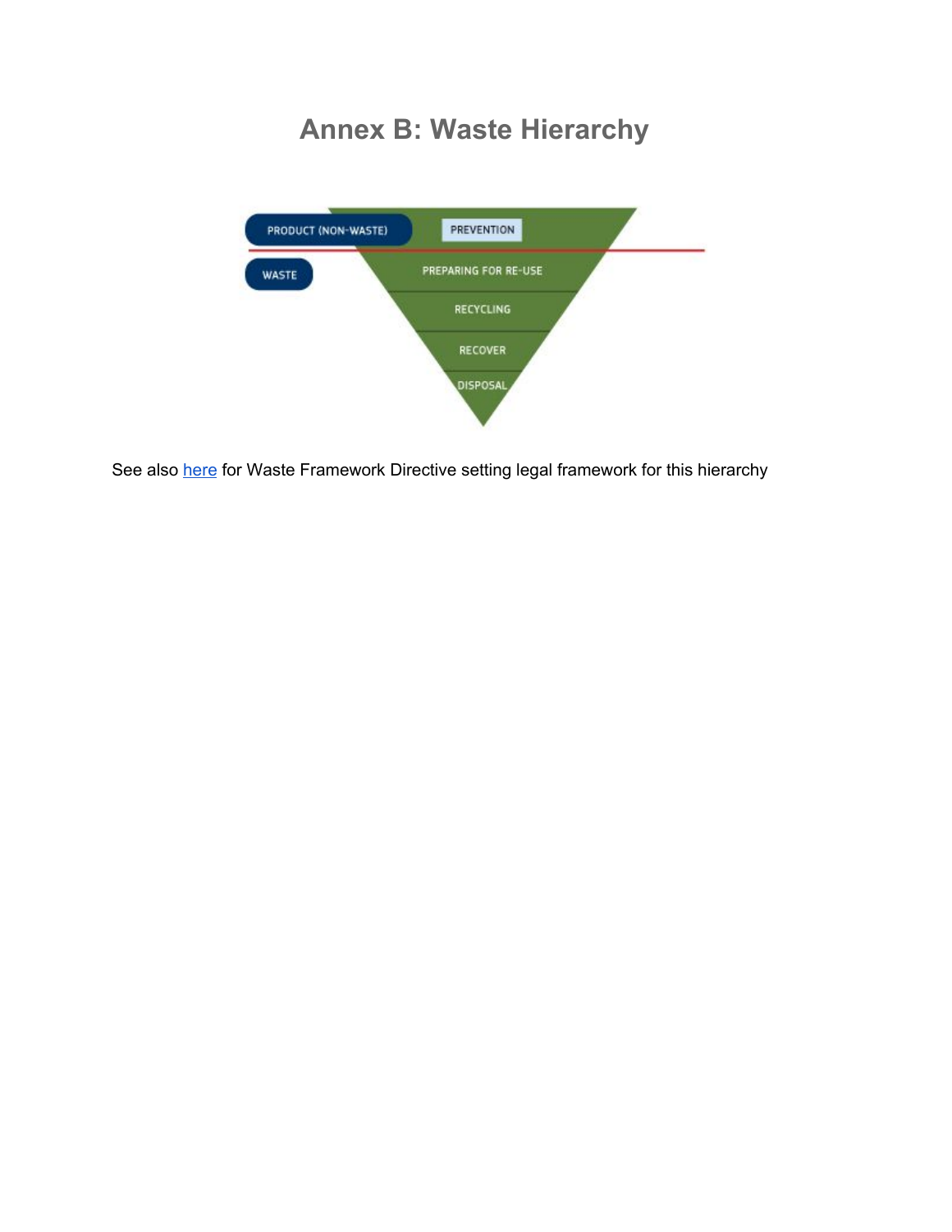# Annex B: Waste Hierarchy

PRODUCT (NON-WASTE)

PREVENTION

WASTE

PREPARING FOR RE-USE

RECYCLING

RECOVER

DISPOSAL

See also here for Waste Framework Directive setting legal framework for this hierarchy